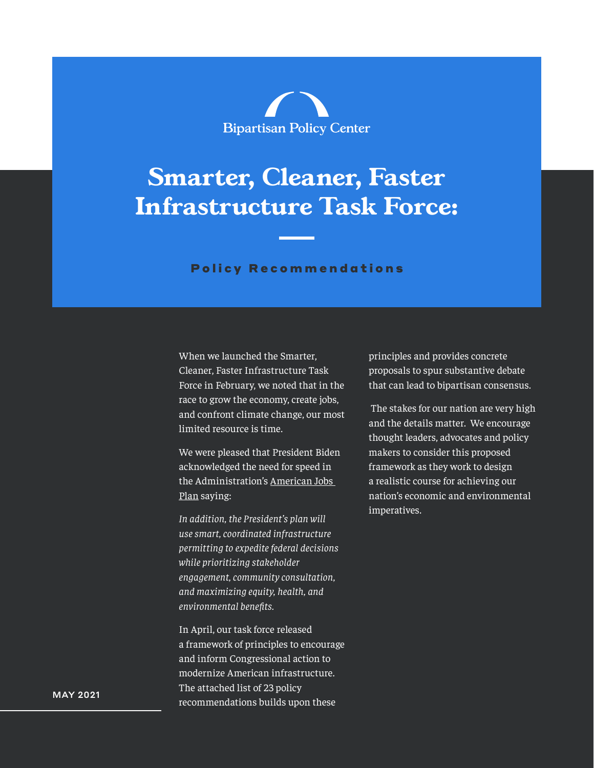Bipartisan Policy Center

# Smarter, Cleaner, Faster Infrastructure Task Force:

## Policy Recommendations

MAY 2021

When we launched the Smarter, Cleaner, Faster Infrastructure Task Force in February, we noted that in the race to grow the economy, create jobs, and confront climate change, our most limited resource is time.

We were pleased that President Biden acknowledged the need for speed in the Administration's American Jobs Plan saying:

*In addition, the President's plan will use smart, coordinated infrastructure permitting to expedite federal decisions while prioritizing stakeholder engagement, community consultation, and maximizing equity, health, and environmental benefits.*

In April, our task force released a framework of principles to encourage and inform Congressional action to modernize American infrastructure. The attached list of 23 policy recommendations builds upon these principles and provides concrete proposals to spur substantive debate that can lead to bipartisan consensus.

The stakes for our nation are very high and the details matter. We encourage thought leaders, advocates and policy makers to consider this proposed framework as they work to design a realistic course for achieving our nation's economic and environmental imperatives.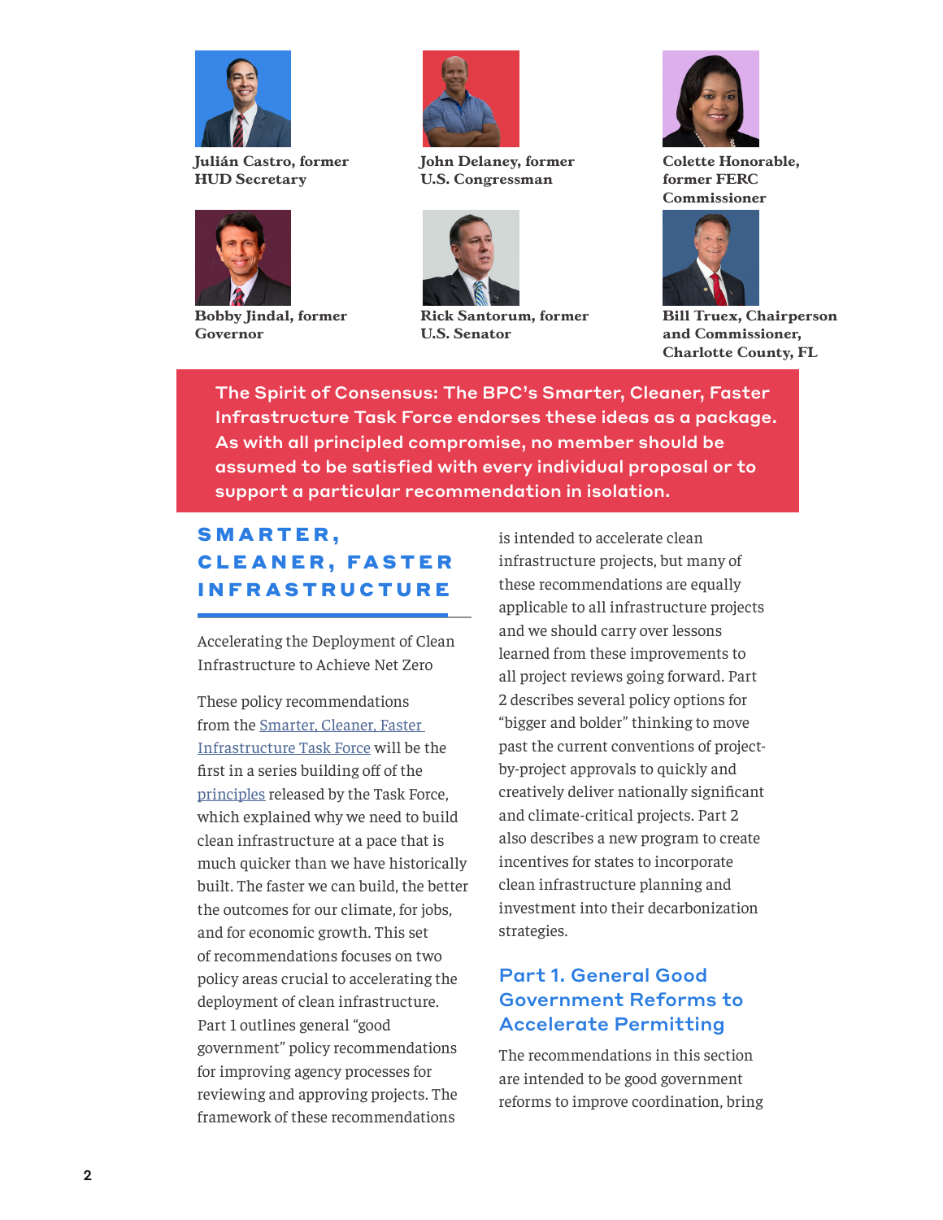Julián Castro, former HUD Secretary

John Delaney, former U.S. Congressman

Colette Honorable, former FERC Commissioner

Bobby Jindal, former Governor

Rick Santorum, former U.S. Senator

Bill Truex, Chairperson and Commissioner, Charlotte County, FL

**The Spirit of Consensus: The BPC's Smarter, Cleaner, Faster Infrastructure Task Force endorses these ideas as a package. As with all principled compromise, no member should be assumed to be satisfied with every individual proposal or to support a particular recommendation in isolation.**

## SMARTER, CLEANER, FASTER INFRASTRUCTURE

Accelerating the Deployment of Clean Infrastructure to Achieve Net Zero

These policy recommendations from the Smarter, Cleaner, Faster Infrastructure Task Force will be the first in a series building off of the principles released by the Task Force, which explained why we need to build clean infrastructure at a pace that is much quicker than we have historically built. The faster we can build, the better the outcomes for our climate, for jobs, and for economic growth. This set of recommendations focuses on two policy areas crucial to accelerating the deployment of clean infrastructure. Part 1 outlines general "good government" policy recommendations for improving agency processes for reviewing and approving projects. The framework of these recommendations is intended to accelerate clean infrastructure projects, but many of these recommendations are equally applicable to all infrastructure projects and we should carry over lessons learned from these improvements to all project reviews going forward. Part 2 describes several policy options for "bigger and bolder" thinking to move past the current conventions of project-by-project approvals to quickly and creatively deliver nationally significant and climate-critical projects. Part 2 also describes a new program to create incentives for states to incorporate clean infrastructure planning and investment into their decarbonization strategies.

### Part 1. General Good Government Reforms to Accelerate Permitting

The recommendations in this section are intended to be good government reforms to improve coordination, bring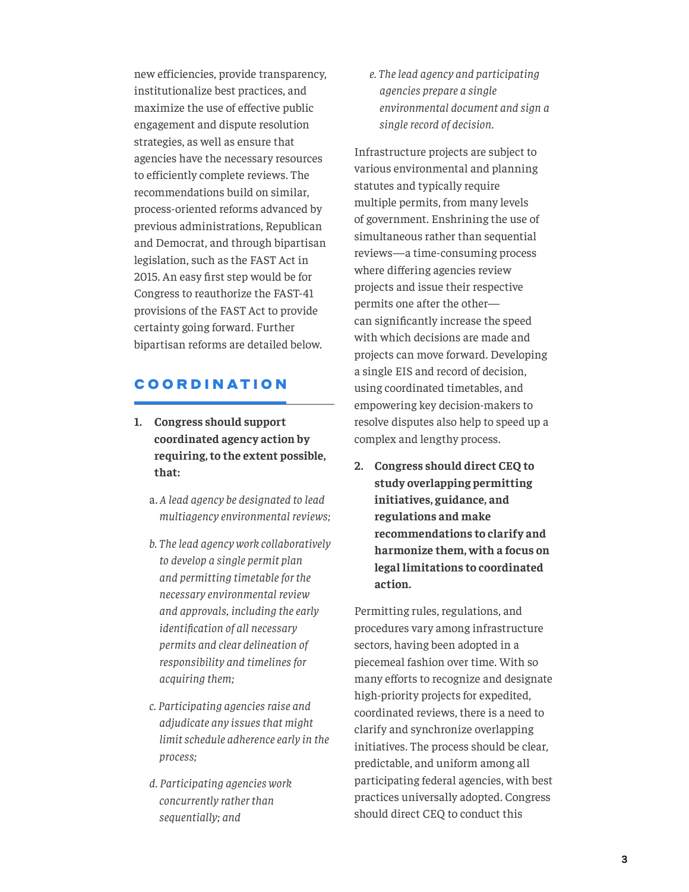new efficiencies, provide transparency, institutionalize best practices, and maximize the use of effective public engagement and dispute resolution strategies, as well as ensure that agencies have the necessary resources to efficiently complete reviews. The recommendations build on similar, process-oriented reforms advanced by previous administrations, Republican and Democrat, and through bipartisan legislation, such as the FAST Act in 2015. An easy first step would be for Congress to reauthorize the FAST-41 provisions of the FAST Act to provide certainty going forward. Further bipartisan reforms are detailed below.

## COORDINATION

1. **Congress should support coordinated agency action by requiring, to the extent possible, that:**

   a. *A lead agency be designated to lead multiagency environmental reviews;*

   b. *The lead agency work collaboratively to develop a single permit plan and permitting timetable for the necessary environmental review and approvals, including the early identification of all necessary permits and clear delineation of responsibility and timelines for acquiring them;*

   c. *Participating agencies raise and adjudicate any issues that might limit schedule adherence early in the process;*

   d. *Participating agencies work concurrently rather than sequentially; and*

   e. *The lead agency and participating agencies prepare a single environmental document and sign a single record of decision.*

Infrastructure projects are subject to various environmental and planning statutes and typically require multiple permits, from many levels of government. Enshrining the use of simultaneous rather than sequential reviews—a time-consuming process where differing agencies review projects and issue their respective permits one after the other—can significantly increase the speed with which decisions are made and projects can move forward. Developing a single EIS and record of decision, using coordinated timetables, and empowering key decision-makers to resolve disputes also help to speed up a complex and lengthy process.

2. **Congress should direct CEQ to study overlapping permitting initiatives, guidance, and regulations and make recommendations to clarify and harmonize them, with a focus on legal limitations to coordinated action.**

Permitting rules, regulations, and procedures vary among infrastructure sectors, having been adopted in a piecemeal fashion over time. With so many efforts to recognize and designate high-priority projects for expedited, coordinated reviews, there is a need to clarify and synchronize overlapping initiatives. The process should be clear, predictable, and uniform among all participating federal agencies, with best practices universally adopted. Congress should direct CEQ to conduct this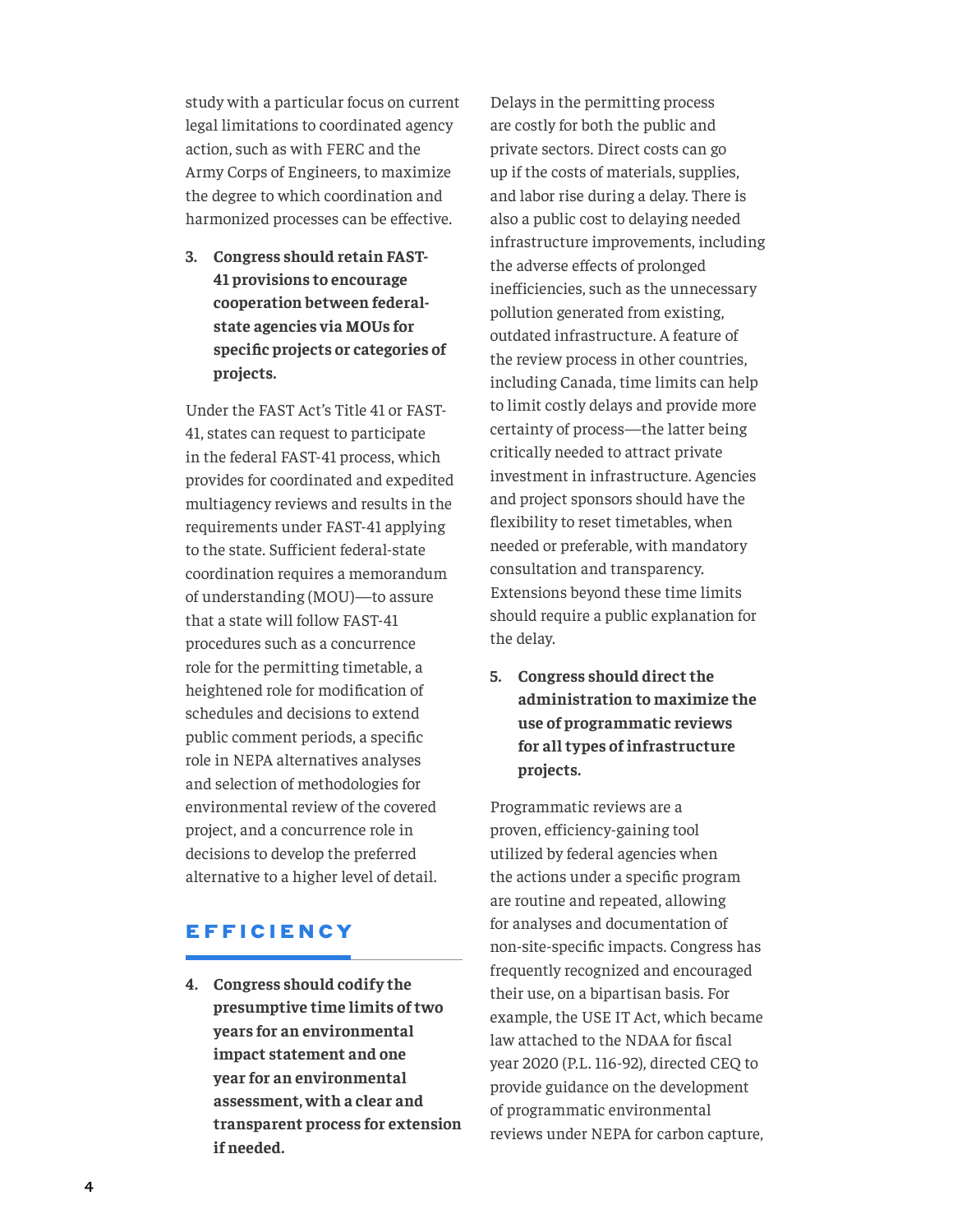study with a particular focus on current legal limitations to coordinated agency action, such as with FERC and the Army Corps of Engineers, to maximize the degree to which coordination and harmonized processes can be effective.

3. **Congress should retain FAST-41 provisions to encourage cooperation between federal-state agencies via MOUs for specific projects or categories of projects.**

Under the FAST Act's Title 41 or FAST-41, states can request to participate in the federal FAST-41 process, which provides for coordinated and expedited multiagency reviews and results in the requirements under FAST-41 applying to the state. Sufficient federal-state coordination requires a memorandum of understanding (MOU)—to assure that a state will follow FAST-41 procedures such as a concurrence role for the permitting timetable, a heightened role for modification of schedules and decisions to extend public comment periods, a specific role in NEPA alternatives analyses and selection of methodologies for environmental review of the covered project, and a concurrence role in decisions to develop the preferred alternative to a higher level of detail.

## EFFICIENCY

4. **Congress should codify the presumptive time limits of two years for an environmental impact statement and one year for an environmental assessment, with a clear and transparent process for extension if needed.**

Delays in the permitting process are costly for both the public and private sectors. Direct costs can go up if the costs of materials, supplies, and labor rise during a delay. There is also a public cost to delaying needed infrastructure improvements, including the adverse effects of prolonged inefficiencies, such as the unnecessary pollution generated from existing, outdated infrastructure. A feature of the review process in other countries, including Canada, time limits can help to limit costly delays and provide more certainty of process—the latter being critically needed to attract private investment in infrastructure. Agencies and project sponsors should have the flexibility to reset timetables, when needed or preferable, with mandatory consultation and transparency. Extensions beyond these time limits should require a public explanation for the delay.

5. **Congress should direct the administration to maximize the use of programmatic reviews for all types of infrastructure projects.**

Programmatic reviews are a proven, efficiency-gaining tool utilized by federal agencies when the actions under a specific program are routine and repeated, allowing for analyses and documentation of non-site-specific impacts. Congress has frequently recognized and encouraged their use, on a bipartisan basis. For example, the USE IT Act, which became law attached to the NDAA for fiscal year 2020 (P.L. 116-92), directed CEQ to provide guidance on the development of programmatic environmental reviews under NEPA for carbon capture,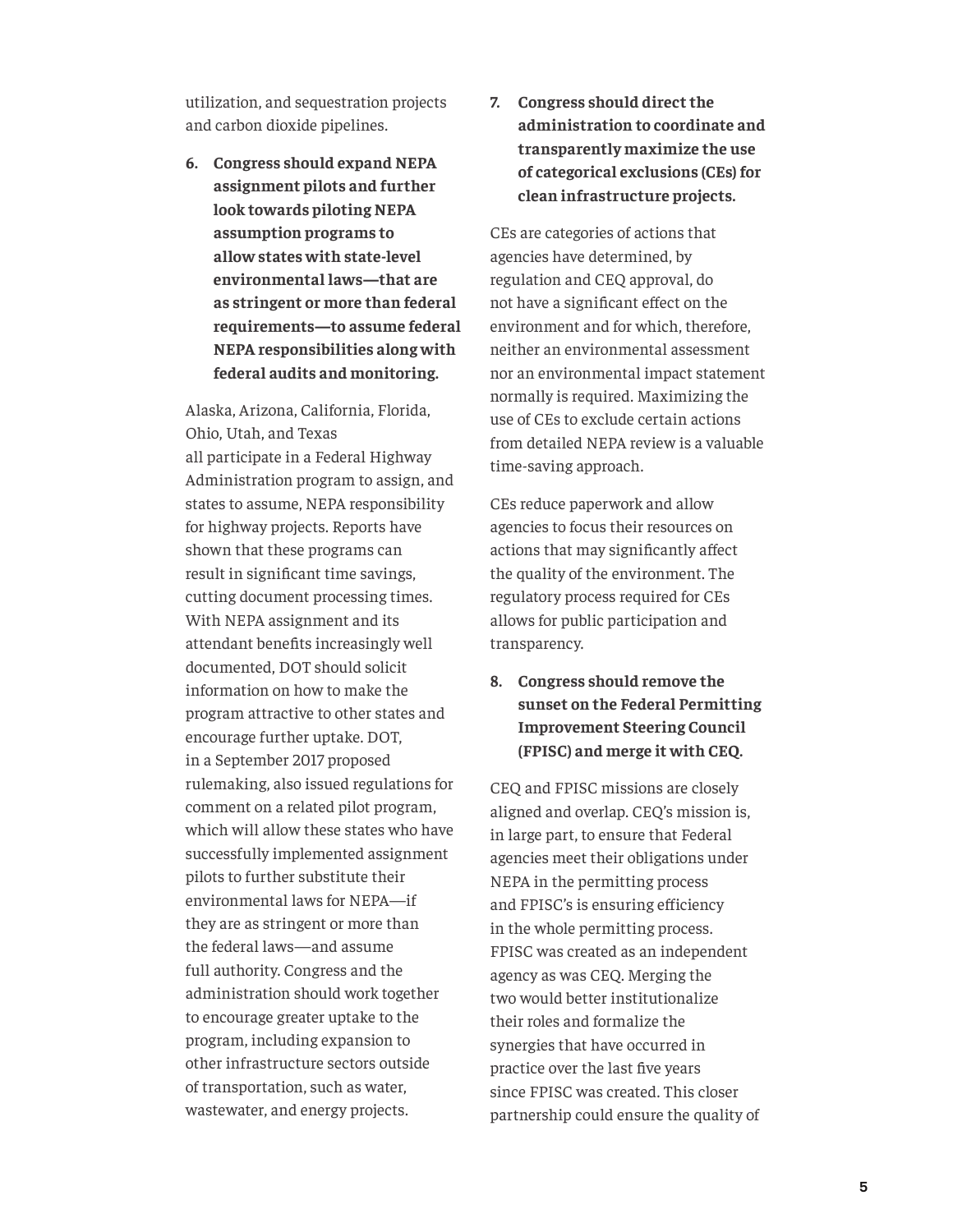utilization, and sequestration projects and carbon dioxide pipelines.

6. **Congress should expand NEPA assignment pilots and further look towards piloting NEPA assumption programs to allow states with state-level environmental laws—that are as stringent or more than federal requirements—to assume federal NEPA responsibilities along with federal audits and monitoring.**

Alaska, Arizona, California, Florida, Ohio, Utah, and Texas all participate in a Federal Highway Administration program to assign, and states to assume, NEPA responsibility for highway projects. Reports have shown that these programs can result in significant time savings, cutting document processing times. With NEPA assignment and its attendant benefits increasingly well documented, DOT should solicit information on how to make the program attractive to other states and encourage further uptake. DOT, in a September 2017 proposed rulemaking, also issued regulations for comment on a related pilot program, which will allow these states who have successfully implemented assignment pilots to further substitute their environmental laws for NEPA—if they are as stringent or more than the federal laws—and assume full authority. Congress and the administration should work together to encourage greater uptake to the program, including expansion to other infrastructure sectors outside of transportation, such as water, wastewater, and energy projects.

7. **Congress should direct the administration to coordinate and transparently maximize the use of categorical exclusions (CEs) for clean infrastructure projects.**

CEs are categories of actions that agencies have determined, by regulation and CEQ approval, do not have a significant effect on the environment and for which, therefore, neither an environmental assessment nor an environmental impact statement normally is required. Maximizing the use of CEs to exclude certain actions from detailed NEPA review is a valuable time-saving approach.

CEs reduce paperwork and allow agencies to focus their resources on actions that may significantly affect the quality of the environment. The regulatory process required for CEs allows for public participation and transparency.

8. **Congress should remove the sunset on the Federal Permitting Improvement Steering Council (FPISC) and merge it with CEQ.**

CEQ and FPISC missions are closely aligned and overlap. CEQ's mission is, in large part, to ensure that Federal agencies meet their obligations under NEPA in the permitting process and FPISC's is ensuring efficiency in the whole permitting process. FPISC was created as an independent agency as was CEQ. Merging the two would better institutionalize their roles and formalize the synergies that have occurred in practice over the last five years since FPISC was created. This closer partnership could ensure the quality of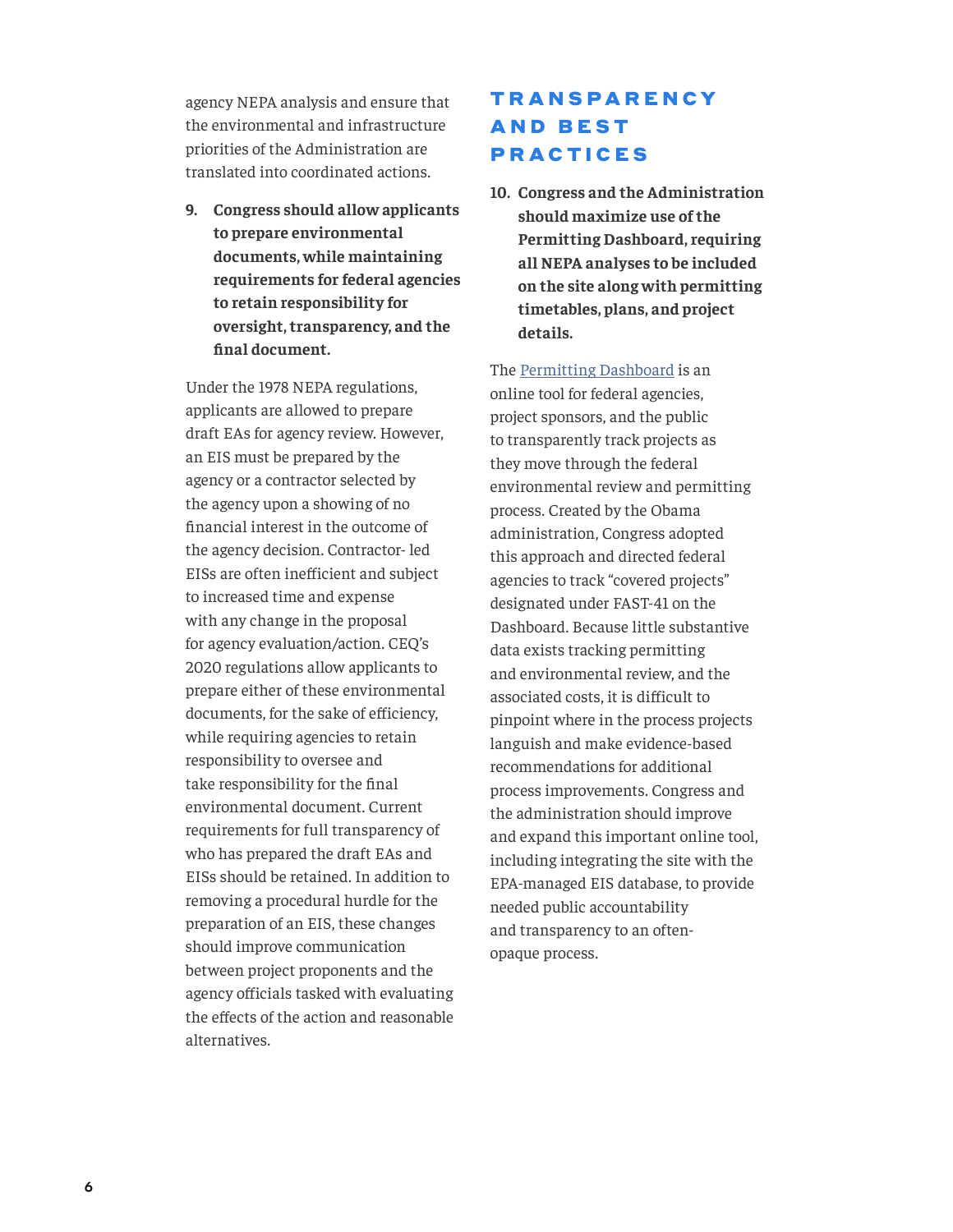agency NEPA analysis and ensure that the environmental and infrastructure priorities of the Administration are translated into coordinated actions.

9. **Congress should allow applicants to prepare environmental documents, while maintaining requirements for federal agencies to retain responsibility for oversight, transparency, and the final document.**

Under the 1978 NEPA regulations, applicants are allowed to prepare draft EAs for agency review. However, an EIS must be prepared by the agency or a contractor selected by the agency upon a showing of no financial interest in the outcome of the agency decision. Contractor- led EISs are often inefficient and subject to increased time and expense with any change in the proposal for agency evaluation/action. CEQ's 2020 regulations allow applicants to prepare either of these environmental documents, for the sake of efficiency, while requiring agencies to retain responsibility to oversee and take responsibility for the final environmental document. Current requirements for full transparency of who has prepared the draft EAs and EISs should be retained. In addition to removing a procedural hurdle for the preparation of an EIS, these changes should improve communication between project proponents and the agency officials tasked with evaluating the effects of the action and reasonable alternatives.

## TRANSPARENCY AND BEST PRACTICES

10. **Congress and the Administration should maximize use of the Permitting Dashboard, requiring all NEPA analyses to be included on the site along with permitting timetables, plans, and project details.**

The Permitting Dashboard is an online tool for federal agencies, project sponsors, and the public to transparently track projects as they move through the federal environmental review and permitting process. Created by the Obama administration, Congress adopted this approach and directed federal agencies to track "covered projects" designated under FAST-41 on the Dashboard. Because little substantive data exists tracking permitting and environmental review, and the associated costs, it is difficult to pinpoint where in the process projects languish and make evidence-based recommendations for additional process improvements. Congress and the administration should improve and expand this important online tool, including integrating the site with the EPA-managed EIS database, to provide needed public accountability and transparency to an often-opaque process.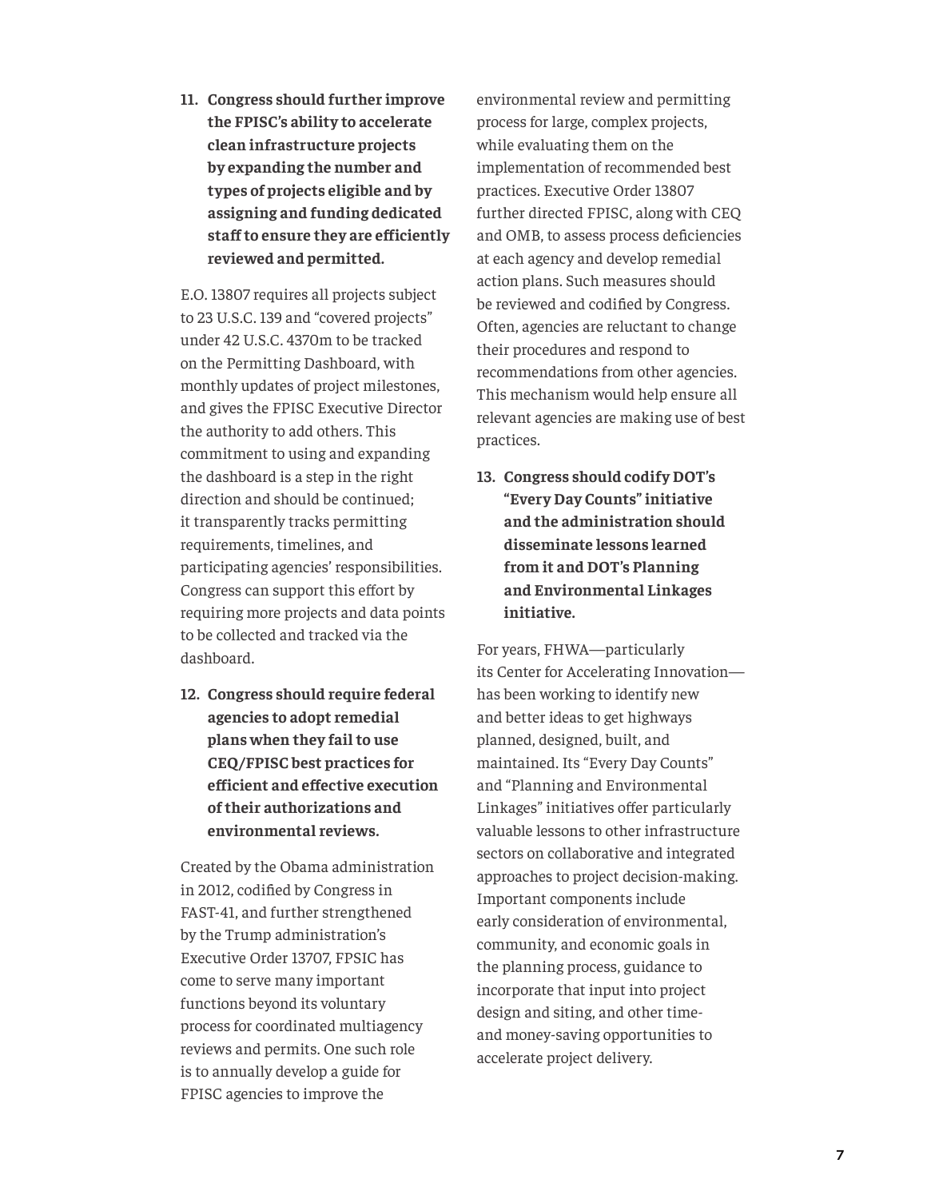**11. Congress should further improve the FPISC's ability to accelerate clean infrastructure projects by expanding the number and types of projects eligible and by assigning and funding dedicated staff to ensure they are efficiently reviewed and permitted.**

E.O. 13807 requires all projects subject to 23 U.S.C. 139 and "covered projects" under 42 U.S.C. 4370m to be tracked on the Permitting Dashboard, with monthly updates of project milestones, and gives the FPISC Executive Director the authority to add others. This commitment to using and expanding the dashboard is a step in the right direction and should be continued; it transparently tracks permitting requirements, timelines, and participating agencies' responsibilities. Congress can support this effort by requiring more projects and data points to be collected and tracked via the dashboard.

**12. Congress should require federal agencies to adopt remedial plans when they fail to use CEQ/FPISC best practices for efficient and effective execution of their authorizations and environmental reviews.**

Created by the Obama administration in 2012, codified by Congress in FAST-41, and further strengthened by the Trump administration's Executive Order 13707, FPSIC has come to serve many important functions beyond its voluntary process for coordinated multiagency reviews and permits. One such role is to annually develop a guide for FPISC agencies to improve the environmental review and permitting process for large, complex projects, while evaluating them on the implementation of recommended best practices. Executive Order 13807 further directed FPISC, along with CEQ and OMB, to assess process deficiencies at each agency and develop remedial action plans. Such measures should be reviewed and codified by Congress. Often, agencies are reluctant to change their procedures and respond to recommendations from other agencies. This mechanism would help ensure all relevant agencies are making use of best practices.

**13. Congress should codify DOT's "Every Day Counts" initiative and the administration should disseminate lessons learned from it and DOT's Planning and Environmental Linkages initiative.**

For years, FHWA—particularly its Center for Accelerating Innovation—has been working to identify new and better ideas to get highways planned, designed, built, and maintained. Its "Every Day Counts" and "Planning and Environmental Linkages" initiatives offer particularly valuable lessons to other infrastructure sectors on collaborative and integrated approaches to project decision-making. Important components include early consideration of environmental, community, and economic goals in the planning process, guidance to incorporate that input into project design and siting, and other time- and money-saving opportunities to accelerate project delivery.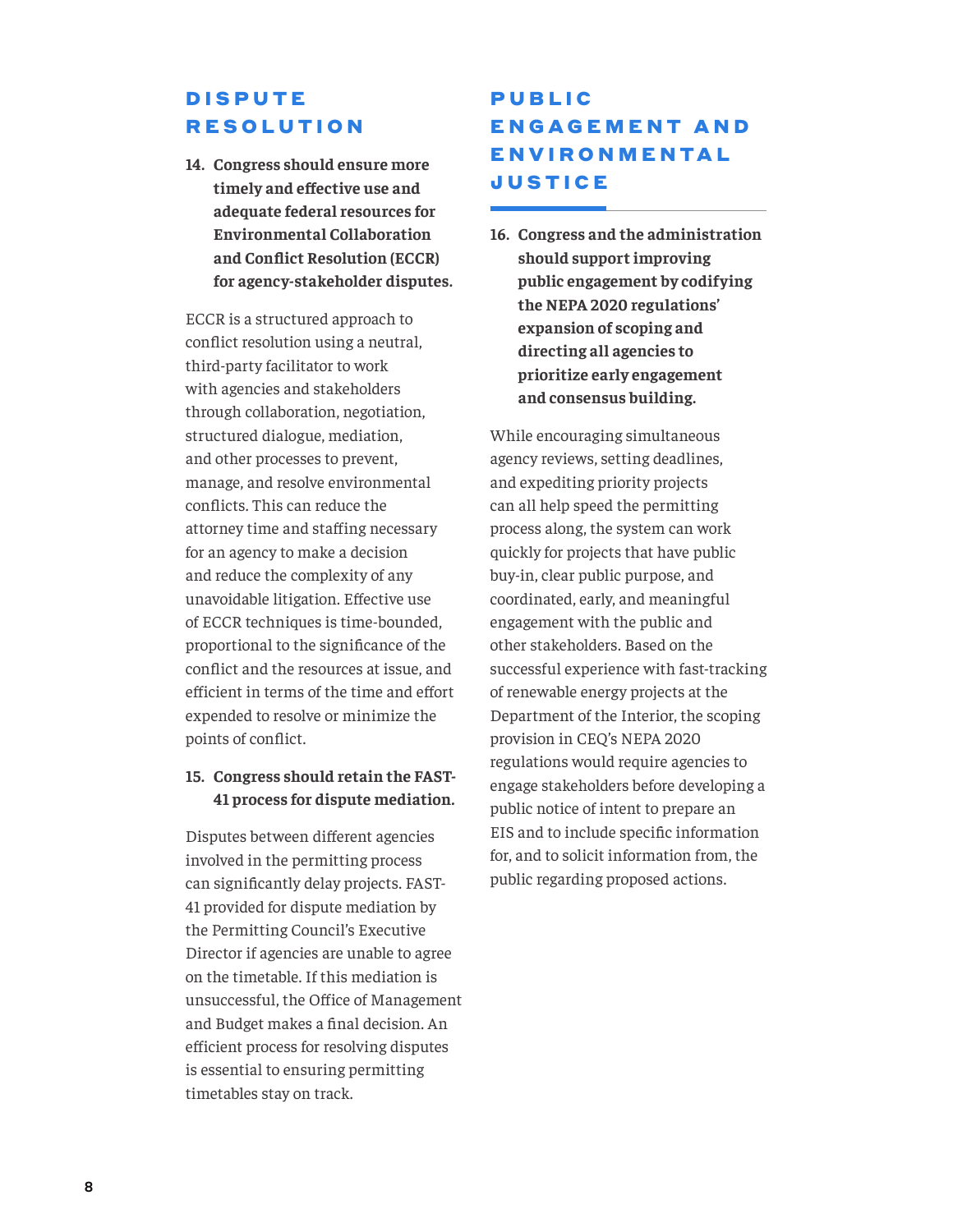## DISPUTE RESOLUTION

**14. Congress should ensure more timely and effective use and adequate federal resources for Environmental Collaboration and Conflict Resolution (ECCR) for agency-stakeholder disputes.**

ECCR is a structured approach to conflict resolution using a neutral, third-party facilitator to work with agencies and stakeholders through collaboration, negotiation, structured dialogue, mediation, and other processes to prevent, manage, and resolve environmental conflicts. This can reduce the attorney time and staffing necessary for an agency to make a decision and reduce the complexity of any unavoidable litigation. Effective use of ECCR techniques is time-bounded, proportional to the significance of the conflict and the resources at issue, and efficient in terms of the time and effort expended to resolve or minimize the points of conflict.

**15. Congress should retain the FAST-41 process for dispute mediation.**

Disputes between different agencies involved in the permitting process can significantly delay projects. FAST-41 provided for dispute mediation by the Permitting Council's Executive Director if agencies are unable to agree on the timetable. If this mediation is unsuccessful, the Office of Management and Budget makes a final decision. An efficient process for resolving disputes is essential to ensuring permitting timetables stay on track.

## PUBLIC ENGAGEMENT AND ENVIRONMENTAL JUSTICE

**16. Congress and the administration should support improving public engagement by codifying the NEPA 2020 regulations' expansion of scoping and directing all agencies to prioritize early engagement and consensus building.**

While encouraging simultaneous agency reviews, setting deadlines, and expediting priority projects can all help speed the permitting process along, the system can work quickly for projects that have public buy-in, clear public purpose, and coordinated, early, and meaningful engagement with the public and other stakeholders. Based on the successful experience with fast-tracking of renewable energy projects at the Department of the Interior, the scoping provision in CEQ's NEPA 2020 regulations would require agencies to engage stakeholders before developing a public notice of intent to prepare an EIS and to include specific information for, and to solicit information from, the public regarding proposed actions.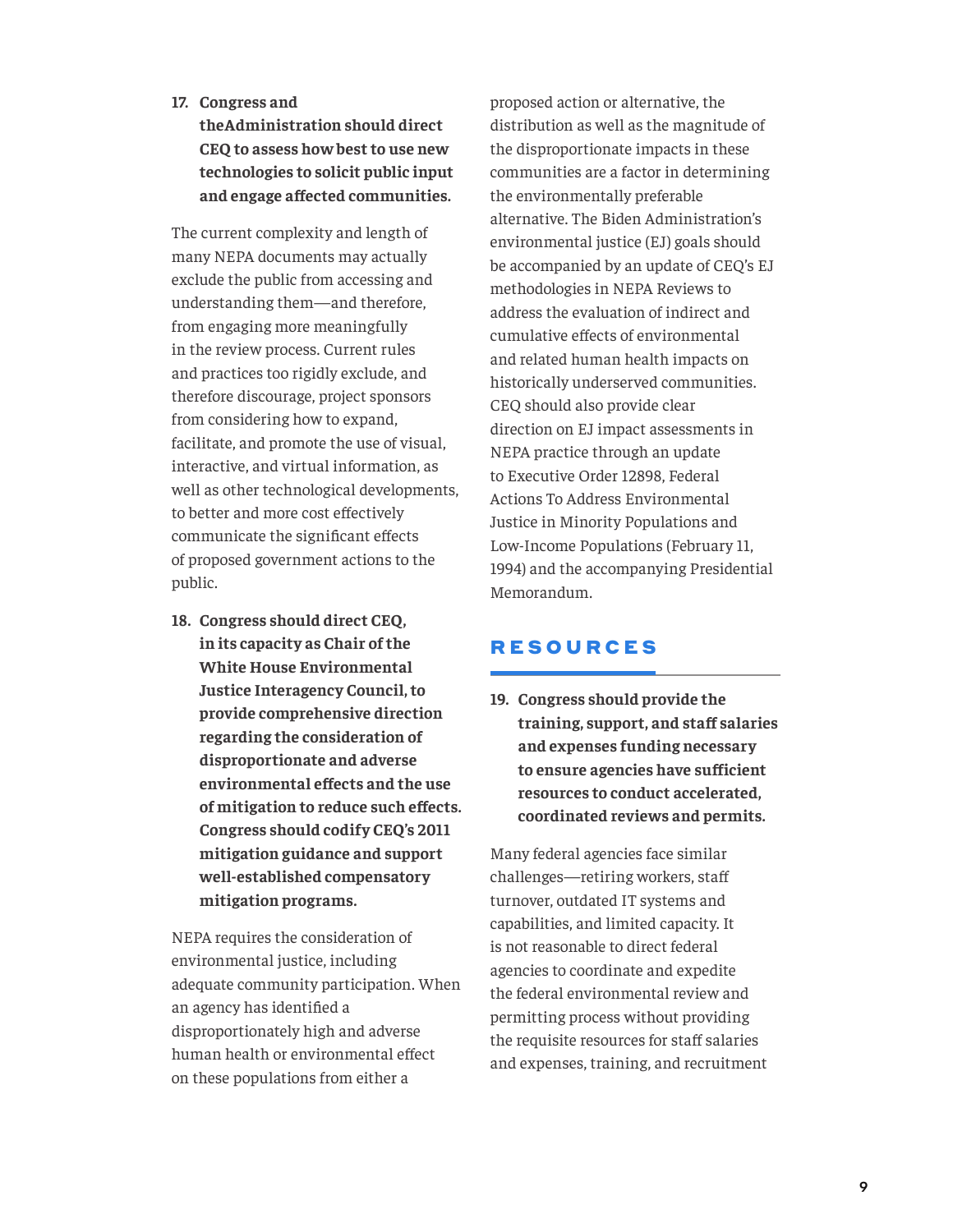17. **Congress and theAdministration should direct CEQ to assess how best to use new technologies to solicit public input and engage affected communities.**

The current complexity and length of many NEPA documents may actually exclude the public from accessing and understanding them—and therefore, from engaging more meaningfully in the review process. Current rules and practices too rigidly exclude, and therefore discourage, project sponsors from considering how to expand, facilitate, and promote the use of visual, interactive, and virtual information, as well as other technological developments, to better and more cost effectively communicate the significant effects of proposed government actions to the public.

18. **Congress should direct CEQ, in its capacity as Chair of the White House Environmental Justice Interagency Council, to provide comprehensive direction regarding the consideration of disproportionate and adverse environmental effects and the use of mitigation to reduce such effects. Congress should codify CEQ's 2011 mitigation guidance and support well-established compensatory mitigation programs.**

NEPA requires the consideration of environmental justice, including adequate community participation. When an agency has identified a disproportionately high and adverse human health or environmental effect on these populations from either a proposed action or alternative, the distribution as well as the magnitude of the disproportionate impacts in these communities are a factor in determining the environmentally preferable alternative. The Biden Administration's environmental justice (EJ) goals should be accompanied by an update of CEQ's EJ methodologies in NEPA Reviews to address the evaluation of indirect and cumulative effects of environmental and related human health impacts on historically underserved communities. CEQ should also provide clear direction on EJ impact assessments in NEPA practice through an update to Executive Order 12898, Federal Actions To Address Environmental Justice in Minority Populations and Low-Income Populations (February 11, 1994) and the accompanying Presidential Memorandum.

## RESOURCES

19. **Congress should provide the training, support, and staff salaries and expenses funding necessary to ensure agencies have sufficient resources to conduct accelerated, coordinated reviews and permits.**

Many federal agencies face similar challenges—retiring workers, staff turnover, outdated IT systems and capabilities, and limited capacity. It is not reasonable to direct federal agencies to coordinate and expedite the federal environmental review and permitting process without providing the requisite resources for staff salaries and expenses, training, and recruitment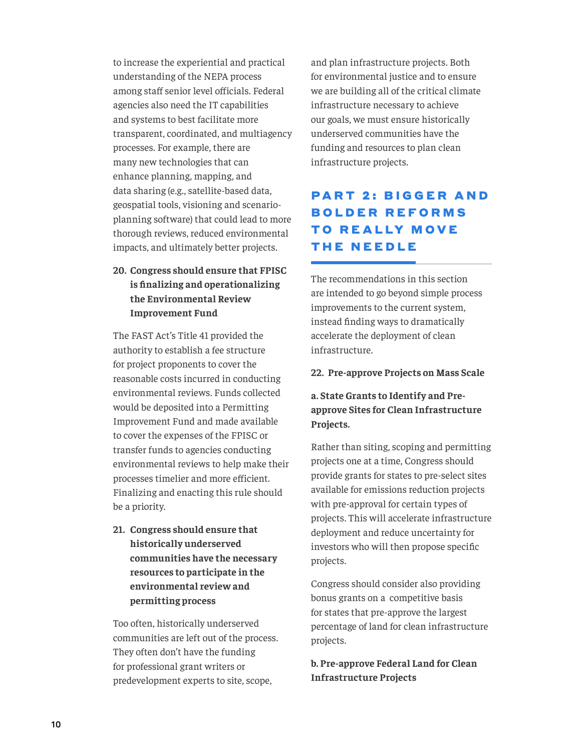to increase the experiential and practical understanding of the NEPA process among staff senior level officials. Federal agencies also need the IT capabilities and systems to best facilitate more transparent, coordinated, and multiagency processes. For example, there are many new technologies that can enhance planning, mapping, and data sharing (e.g., satellite-based data, geospatial tools, visioning and scenario-planning software) that could lead to more thorough reviews, reduced environmental impacts, and ultimately better projects.

20. **Congress should ensure that FPISC is finalizing and operationalizing the Environmental Review Improvement Fund**

The FAST Act's Title 41 provided the authority to establish a fee structure for project proponents to cover the reasonable costs incurred in conducting environmental reviews. Funds collected would be deposited into a Permitting Improvement Fund and made available to cover the expenses of the FPISC or transfer funds to agencies conducting environmental reviews to help make their processes timelier and more efficient. Finalizing and enacting this rule should be a priority.

21. **Congress should ensure that historically underserved communities have the necessary resources to participate in the environmental review and permitting process**

Too often, historically underserved communities are left out of the process. They often don't have the funding for professional grant writers or predevelopment experts to site, scope, and plan infrastructure projects. Both for environmental justice and to ensure we are building all of the critical climate infrastructure necessary to achieve our goals, we must ensure historically underserved communities have the funding and resources to plan clean infrastructure projects.

## PART 2: BIGGER AND BOLDER REFORMS TO REALLY MOVE THE NEEDLE

The recommendations in this section are intended to go beyond simple process improvements to the current system, instead finding ways to dramatically accelerate the deployment of clean infrastructure.

**22. Pre-approve Projects on Mass Scale**

**a. State Grants to Identify and Pre-approve Sites for Clean Infrastructure Projects.**

Rather than siting, scoping and permitting projects one at a time, Congress should provide grants for states to pre-select sites available for emissions reduction projects with pre-approval for certain types of projects. This will accelerate infrastructure deployment and reduce uncertainty for investors who will then propose specific projects.

Congress should consider also providing bonus grants on a competitive basis for states that pre-approve the largest percentage of land for clean infrastructure projects.

**b. Pre-approve Federal Land for Clean Infrastructure Projects**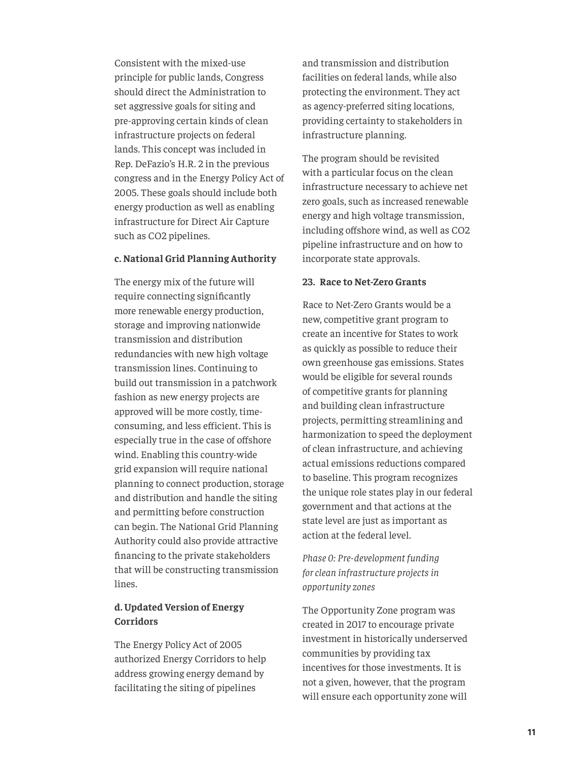Consistent with the mixed-use principle for public lands, Congress should direct the Administration to set aggressive goals for siting and pre-approving certain kinds of clean infrastructure projects on federal lands. This concept was included in Rep. DeFazio's H.R. 2 in the previous congress and in the Energy Policy Act of 2005. These goals should include both energy production as well as enabling infrastructure for Direct Air Capture such as $CO_2$ pipelines.

**c. National Grid Planning Authority**

The energy mix of the future will require connecting significantly more renewable energy production, storage and improving nationwide transmission and distribution redundancies with new high voltage transmission lines. Continuing to build out transmission in a patchwork fashion as new energy projects are approved will be more costly, time-consuming, and less efficient. This is especially true in the case of offshore wind. Enabling this country-wide grid expansion will require national planning to connect production, storage and distribution and handle the siting and permitting before construction can begin. The National Grid Planning Authority could also provide attractive financing to the private stakeholders that will be constructing transmission lines.

**d. Updated Version of Energy Corridors**

The Energy Policy Act of 2005 authorized Energy Corridors to help address growing energy demand by facilitating the siting of pipelines and transmission and distribution facilities on federal lands, while also protecting the environment. They act as agency-preferred siting locations, providing certainty to stakeholders in infrastructure planning.

The program should be revisited with a particular focus on the clean infrastructure necessary to achieve net zero goals, such as increased renewable energy and high voltage transmission, including offshore wind, as well as $CO_2$ pipeline infrastructure and on how to incorporate state approvals.

**23. Race to Net-Zero Grants**

Race to Net-Zero Grants would be a new, competitive grant program to create an incentive for States to work as quickly as possible to reduce their own greenhouse gas emissions. States would be eligible for several rounds of competitive grants for planning and building clean infrastructure projects, permitting streamlining and harmonization to speed the deployment of clean infrastructure, and achieving actual emissions reductions compared to baseline. This program recognizes the unique role states play in our federal government and that actions at the state level are just as important as action at the federal level.

*Phase 0: Pre-development funding for clean infrastructure projects in opportunity zones*

The Opportunity Zone program was created in 2017 to encourage private investment in historically underserved communities by providing tax incentives for those investments. It is not a given, however, that the program will ensure each opportunity zone will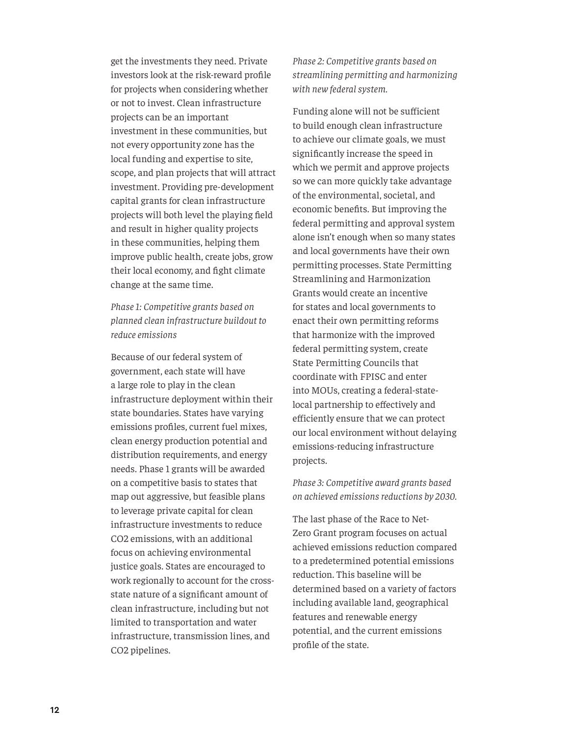get the investments they need. Private investors look at the risk-reward profile for projects when considering whether or not to invest. Clean infrastructure projects can be an important investment in these communities, but not every opportunity zone has the local funding and expertise to site, scope, and plan projects that will attract investment. Providing pre-development capital grants for clean infrastructure projects will both level the playing field and result in higher quality projects in these communities, helping them improve public health, create jobs, grow their local economy, and fight climate change at the same time.

*Phase 1: Competitive grants based on planned clean infrastructure buildout to reduce emissions*

Because of our federal system of government, each state will have a large role to play in the clean infrastructure deployment within their state boundaries. States have varying emissions profiles, current fuel mixes, clean energy production potential and distribution requirements, and energy needs. Phase 1 grants will be awarded on a competitive basis to states that map out aggressive, but feasible plans to leverage private capital for clean infrastructure investments to reduce $CO_2$ emissions, with an additional focus on achieving environmental justice goals. States are encouraged to work regionally to account for the cross-state nature of a significant amount of clean infrastructure, including but not limited to transportation and water infrastructure, transmission lines, and $CO_2$ pipelines.

*Phase 2: Competitive grants based on streamlining permitting and harmonizing with new federal system.*

Funding alone will not be sufficient to build enough clean infrastructure to achieve our climate goals, we must significantly increase the speed in which we permit and approve projects so we can more quickly take advantage of the environmental, societal, and economic benefits. But improving the federal permitting and approval system alone isn't enough when so many states and local governments have their own permitting processes. State Permitting Streamlining and Harmonization Grants would create an incentive for states and local governments to enact their own permitting reforms that harmonize with the improved federal permitting system, create State Permitting Councils that coordinate with FPISC and enter into MOUs, creating a federal-state-local partnership to effectively and efficiently ensure that we can protect our local environment without delaying emissions-reducing infrastructure projects.

*Phase 3: Competitive award grants based on achieved emissions reductions by 2030.*

The last phase of the Race to Net-Zero Grant program focuses on actual achieved emissions reduction compared to a predetermined potential emissions reduction. This baseline will be determined based on a variety of factors including available land, geographical features and renewable energy potential, and the current emissions profile of the state.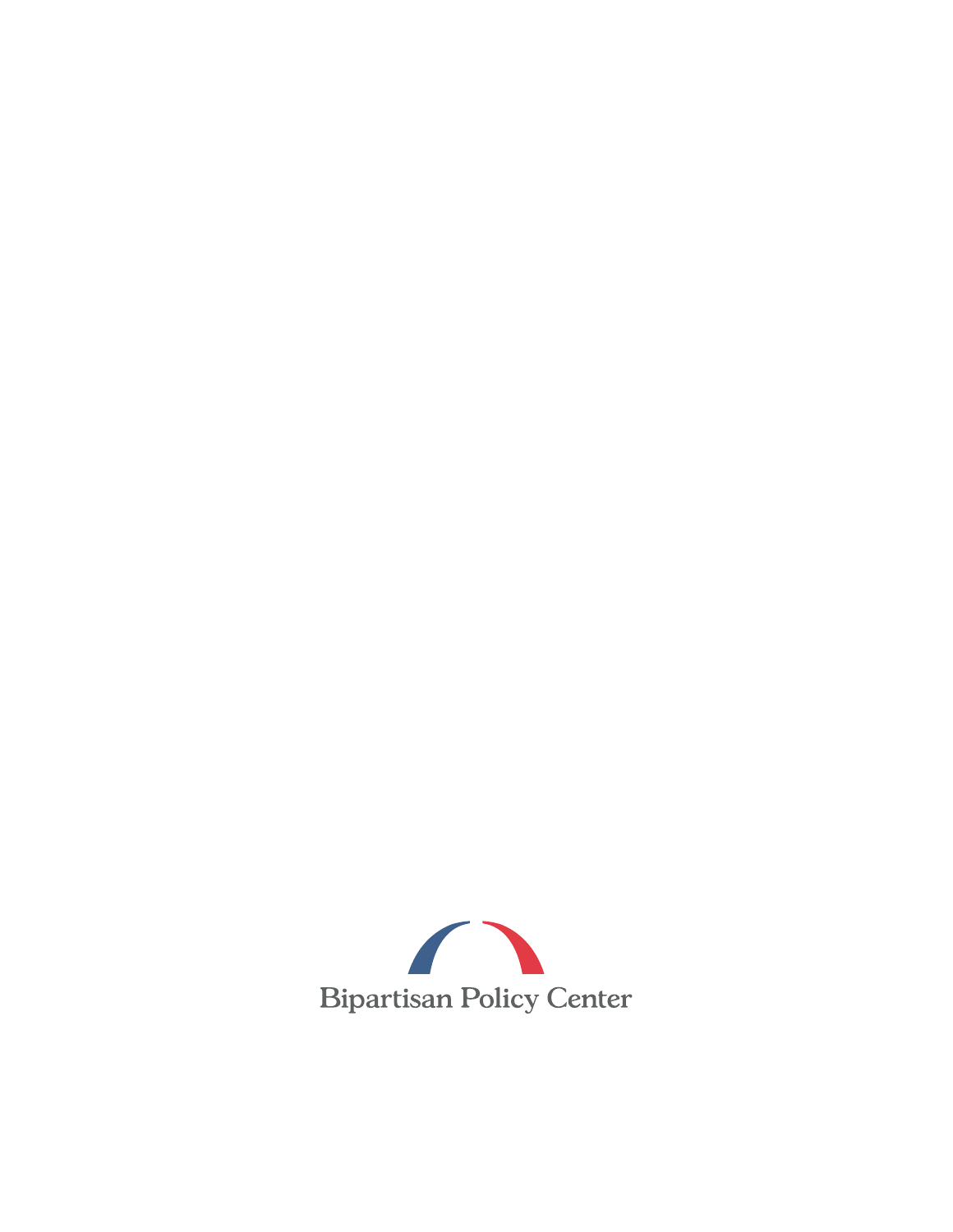Bipartisan Policy Center